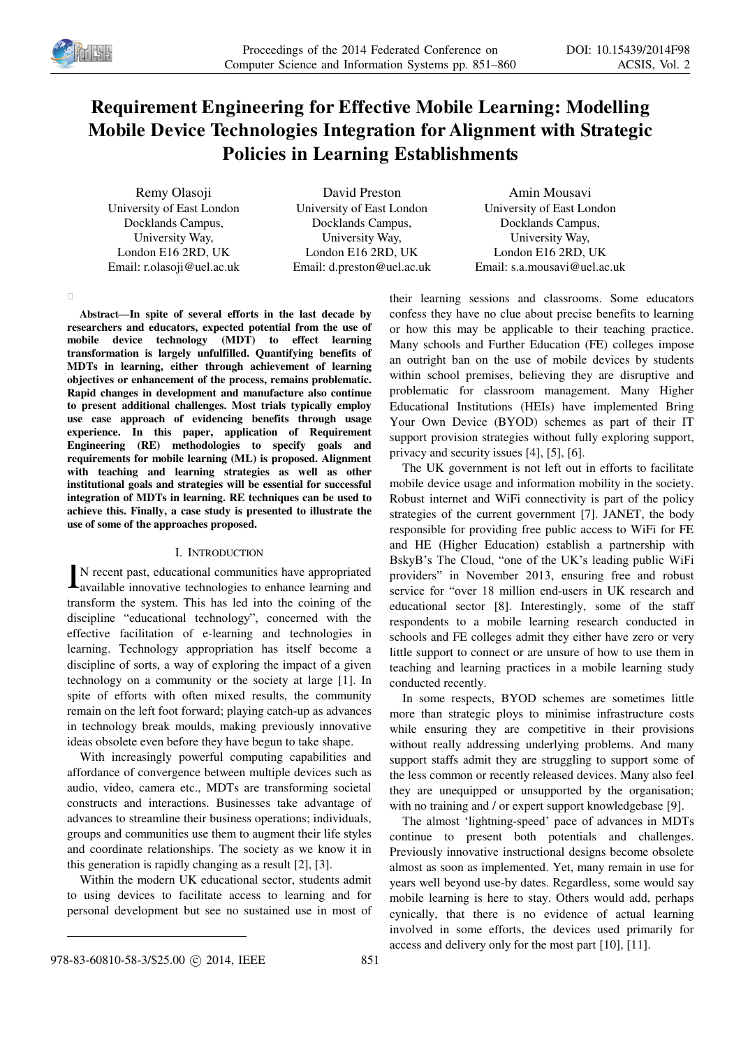# Requirement Engineering for Effective Mobile Learning: Modelling Mobile Device Technologies Integration for Alignment with Strategic Policies in Learning Establishments

Remy Olasoji
University of East London
Docklands Campus,
University Way,
London E16 2RD, UK
Email: r.olasoji@uel.ac.uk

David Preston
University of East London
Docklands Campus,
University Way,
London E16 2RD, UK
Email: d.preston@uel.ac.uk

Amin Mousavi
University of East London
Docklands Campus,
University Way,
London E16 2RD, UK
Email: s.a.mousavi@uel.ac.uk

**Abstract—In spite of several efforts in the last decade by researchers and educators, expected potential from the use of mobile device technology (MDT) to effect learning transformation is largely unfulfilled. Quantifying benefits of MDTs in learning, either through achievement of learning objectives or enhancement of the process, remains problematic. Rapid changes in development and manufacture also continue to present additional challenges. Most trials typically employ use case approach of evidencing benefits through usage experience. In this paper, application of Requirement Engineering (RE) methodologies to specify goals and requirements for mobile learning (ML) is proposed. Alignment with teaching and learning strategies as well as other institutional goals and strategies will be essential for successful integration of MDTs in learning. RE techniques can be used to achieve this. Finally, a case study is presented to illustrate the use of some of the approaches proposed.**

## I. Introduction

In recent past, educational communities have appropriated available innovative technologies to enhance learning and transform the system. This has led into the coining of the discipline "educational technology", concerned with the effective facilitation of e-learning and technologies in learning. Technology appropriation has itself become a discipline of sorts, a way of exploring the impact of a given technology on a community or the society at large [1]. In spite of efforts with often mixed results, the community remain on the left foot forward; playing catch-up as advances in technology break moulds, making previously innovative ideas obsolete even before they have begun to take shape.

With increasingly powerful computing capabilities and affordance of convergence between multiple devices such as audio, video, camera etc., MDTs are transforming societal constructs and interactions. Businesses take advantage of advances to streamline their business operations; individuals, groups and communities use them to augment their life styles and coordinate relationships. The society as we know it in this generation is rapidly changing as a result [2], [3].

Within the modern UK educational sector, students admit to using devices to facilitate access to learning and for personal development but see no sustained use in most of their learning sessions and classrooms. Some educators confess they have no clue about precise benefits to learning or how this may be applicable to their teaching practice. Many schools and Further Education (FE) colleges impose an outright ban on the use of mobile devices by students within school premises, believing they are disruptive and problematic for classroom management. Many Higher Educational Institutions (HEIs) have implemented Bring Your Own Device (BYOD) schemes as part of their IT support provision strategies without fully exploring support, privacy and security issues [4], [5], [6].

The UK government is not left out in efforts to facilitate mobile device usage and information mobility in the society. Robust internet and WiFi connectivity is part of the policy strategies of the current government [7]. JANET, the body responsible for providing free public access to WiFi for FE and HE (Higher Education) establish a partnership with BskyB's The Cloud, "one of the UK's leading public WiFi providers" in November 2013, ensuring free and robust service for "over 18 million end-users in UK research and educational sector [8]. Interestingly, some of the staff respondents to a mobile learning research conducted in schools and FE colleges admit they either have zero or very little support to connect or are unsure of how to use them in teaching and learning practices in a mobile learning study conducted recently.

In some respects, BYOD schemes are sometimes little more than strategic ploys to minimise infrastructure costs while ensuring they are competitive in their provisions without really addressing underlying problems. And many support staffs admit they are struggling to support some of the less common or recently released devices. Many also feel they are unequipped or unsupported by the organisation; with no training and / or expert support knowledgebase [9].

The almost 'lightning-speed' pace of advances in MDTs continue to present both potentials and challenges. Previously innovative instructional designs become obsolete almost as soon as implemented. Yet, many remain in use for years well beyond use-by dates. Regardless, some would say mobile learning is here to stay. Others would add, perhaps cynically, that there is no evidence of actual learning involved in some efforts, the devices used primarily for access and delivery only for the most part [10], [11].

978-83-60810-58-3/$25.00 © 2014, IEEE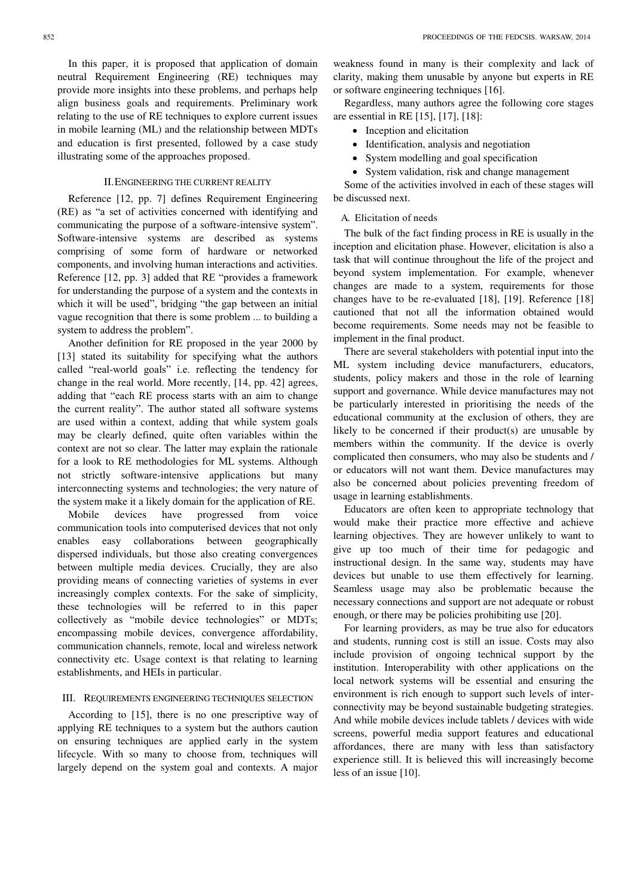In this paper, it is proposed that application of domain neutral Requirement Engineering (RE) techniques may provide more insights into these problems, and perhaps help align business goals and requirements. Preliminary work relating to the use of RE techniques to explore current issues in mobile learning (ML) and the relationship between MDTs and education is first presented, followed by a case study illustrating some of the approaches proposed.

## II. Engineering the Current Reality

Reference [12, pp. 7] defines Requirement Engineering (RE) as "a set of activities concerned with identifying and communicating the purpose of a software-intensive system". Software-intensive systems are described as systems comprising of some form of hardware or networked components, and involving human interactions and activities. Reference [12, pp. 3] added that RE "provides a framework for understanding the purpose of a system and the contexts in which it will be used", bridging "the gap between an initial vague recognition that there is some problem ... to building a system to address the problem".

Another definition for RE proposed in the year 2000 by [13] stated its suitability for specifying what the authors called "real-world goals" i.e. reflecting the tendency for change in the real world. More recently, [14, pp. 42] agrees, adding that "each RE process starts with an aim to change the current reality". The author stated all software systems are used within a context, adding that while system goals may be clearly defined, quite often variables within the context are not so clear. The latter may explain the rationale for a look to RE methodologies for ML systems. Although not strictly software-intensive applications but many interconnecting systems and technologies; the very nature of the system make it a likely domain for the application of RE.

Mobile devices have progressed from voice communication tools into computerised devices that not only enables easy collaborations between geographically dispersed individuals, but those also creating convergences between multiple media devices. Crucially, they are also providing means of connecting varieties of systems in ever increasingly complex contexts. For the sake of simplicity, these technologies will be referred to in this paper collectively as "mobile device technologies" or MDTs; encompassing mobile devices, convergence affordability, communication channels, remote, local and wireless network connectivity etc. Usage context is that relating to learning establishments, and HEIs in particular.

## III. Requirements Engineering Techniques Selection

According to [15], there is no one prescriptive way of applying RE techniques to a system but the authors caution on ensuring techniques are applied early in the system lifecycle. With so many to choose from, techniques will largely depend on the system goal and contexts. A major weakness found in many is their complexity and lack of clarity, making them unusable by anyone but experts in RE or software engineering techniques [16].

Regardless, many authors agree the following core stages are essential in RE [15], [17], [18]:

- Inception and elicitation
- Identification, analysis and negotiation
- System modelling and goal specification
- System validation, risk and change management

Some of the activities involved in each of these stages will be discussed next.

### A. Elicitation of needs

The bulk of the fact finding process in RE is usually in the inception and elicitation phase. However, elicitation is also a task that will continue throughout the life of the project and beyond system implementation. For example, whenever changes are made to a system, requirements for those changes have to be re-evaluated [18], [19]. Reference [18] cautioned that not all the information obtained would become requirements. Some needs may not be feasible to implement in the final product.

There are several stakeholders with potential input into the ML system including device manufacturers, educators, students, policy makers and those in the role of learning support and governance. While device manufactures may not be particularly interested in prioritising the needs of the educational community at the exclusion of others, they are likely to be concerned if their product(s) are unusable by members within the community. If the device is overly complicated then consumers, who may also be students and / or educators will not want them. Device manufactures may also be concerned about policies preventing freedom of usage in learning establishments.

Educators are often keen to appropriate technology that would make their practice more effective and achieve learning objectives. They are however unlikely to want to give up too much of their time for pedagogic and instructional design. In the same way, students may have devices but unable to use them effectively for learning. Seamless usage may also be problematic because the necessary connections and support are not adequate or robust enough, or there may be policies prohibiting use [20].

For learning providers, as may be true also for educators and students, running cost is still an issue. Costs may also include provision of ongoing technical support by the institution. Interoperability with other applications on the local network systems will be essential and ensuring the environment is rich enough to support such levels of inter-connectivity may be beyond sustainable budgeting strategies. And while mobile devices include tablets / devices with wide screens, powerful media support features and educational affordances, there are many with less than satisfactory experience still. It is believed this will increasingly become less of an issue [10].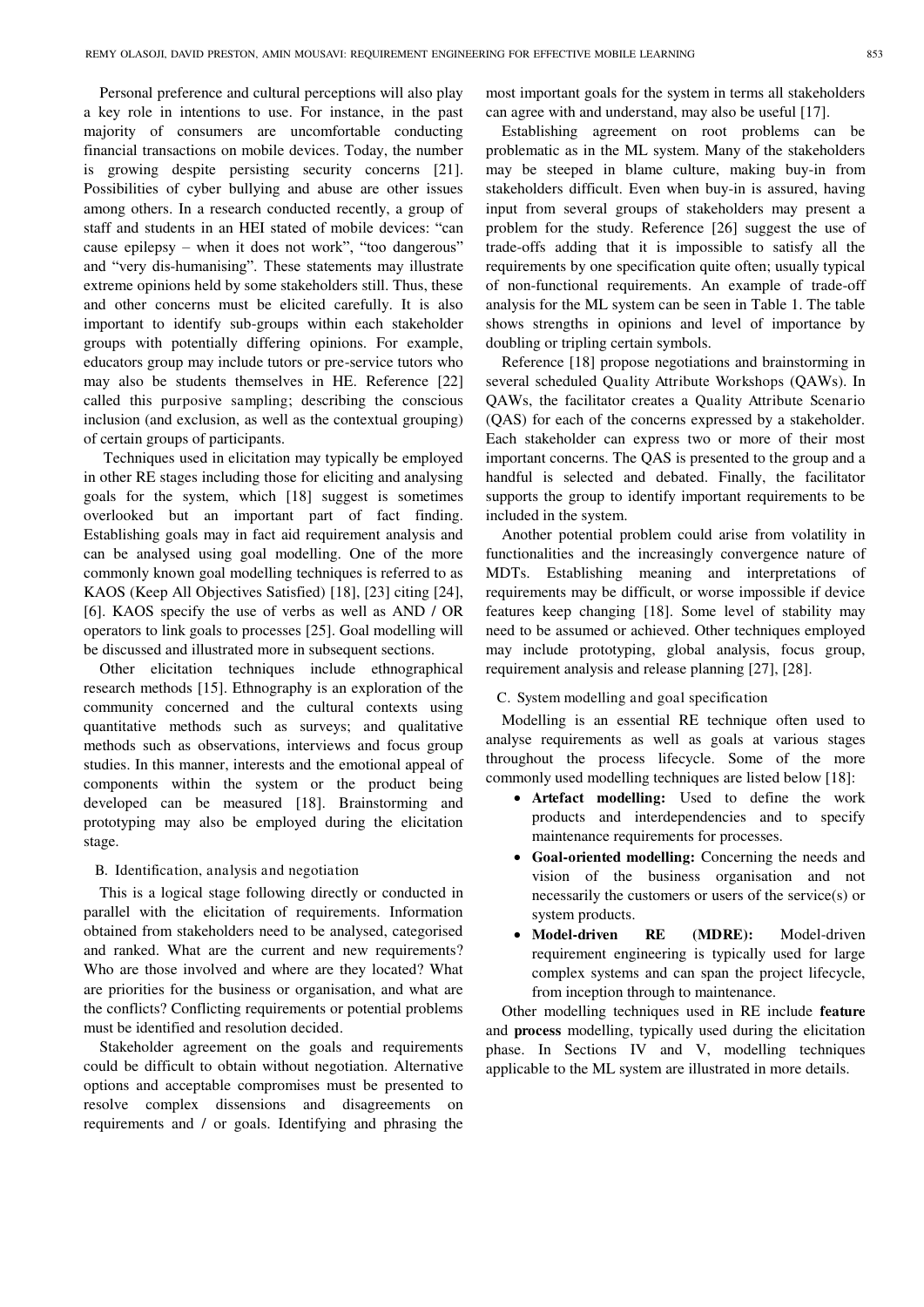Personal preference and cultural perceptions will also play a key role in intentions to use. For instance, in the past majority of consumers are uncomfortable conducting financial transactions on mobile devices. Today, the number is growing despite persisting security concerns [21]. Possibilities of cyber bullying and abuse are other issues among others. In a research conducted recently, a group of staff and students in an HEI stated of mobile devices: "can cause epilepsy – when it does not work", "too dangerous" and "very dis-humanising". These statements may illustrate extreme opinions held by some stakeholders still. Thus, these and other concerns must be elicited carefully. It is also important to identify sub-groups within each stakeholder groups with potentially differing opinions. For example, educators group may include tutors or pre-service tutors who may also be students themselves in HE. Reference [22] called this purposive sampling; describing the conscious inclusion (and exclusion, as well as the contextual grouping) of certain groups of participants.

Techniques used in elicitation may typically be employed in other RE stages including those for eliciting and analysing goals for the system, which [18] suggest is sometimes overlooked but an important part of fact finding. Establishing goals may in fact aid requirement analysis and can be analysed using goal modelling. One of the more commonly known goal modelling techniques is referred to as KAOS (Keep All Objectives Satisfied) [18], [23] citing [24], [6]. KAOS specify the use of verbs as well as AND / OR operators to link goals to processes [25]. Goal modelling will be discussed and illustrated more in subsequent sections.

Other elicitation techniques include ethnographical research methods [15]. Ethnography is an exploration of the community concerned and the cultural contexts using quantitative methods such as surveys; and qualitative methods such as observations, interviews and focus group studies. In this manner, interests and the emotional appeal of components within the system or the product being developed can be measured [18]. Brainstorming and prototyping may also be employed during the elicitation stage.

### B. Identification, analysis and negotiation

This is a logical stage following directly or conducted in parallel with the elicitation of requirements. Information obtained from stakeholders need to be analysed, categorised and ranked. What are the current and new requirements? Who are those involved and where are they located? What are priorities for the business or organisation, and what are the conflicts? Conflicting requirements or potential problems must be identified and resolution decided.

Stakeholder agreement on the goals and requirements could be difficult to obtain without negotiation. Alternative options and acceptable compromises must be presented to resolve complex dissensions and disagreements on requirements and / or goals. Identifying and phrasing the most important goals for the system in terms all stakeholders can agree with and understand, may also be useful [17].

Establishing agreement on root problems can be problematic as in the ML system. Many of the stakeholders may be steeped in blame culture, making buy-in from stakeholders difficult. Even when buy-in is assured, having input from several groups of stakeholders may present a problem for the study. Reference [26] suggest the use of trade-offs adding that it is impossible to satisfy all the requirements by one specification quite often; usually typical of non-functional requirements. An example of trade-off analysis for the ML system can be seen in Table 1. The table shows strengths in opinions and level of importance by doubling or tripling certain symbols.

Reference [18] propose negotiations and brainstorming in several scheduled Quality Attribute Workshops (QAWs). In QAWs, the facilitator creates a Quality Attribute Scenario (QAS) for each of the concerns expressed by a stakeholder. Each stakeholder can express two or more of their most important concerns. The QAS is presented to the group and a handful is selected and debated. Finally, the facilitator supports the group to identify important requirements to be included in the system.

Another potential problem could arise from volatility in functionalities and the increasingly convergence nature of MDTs. Establishing meaning and interpretations of requirements may be difficult, or worse impossible if device features keep changing [18]. Some level of stability may need to be assumed or achieved. Other techniques employed may include prototyping, global analysis, focus group, requirement analysis and release planning [27], [28].

### C. System modelling and goal specification

Modelling is an essential RE technique often used to analyse requirements as well as goals at various stages throughout the process lifecycle. Some of the more commonly used modelling techniques are listed below [18]:

- **Artefact modelling:** Used to define the work products and interdependencies and to specify maintenance requirements for processes.
- **Goal-oriented modelling:** Concerning the needs and vision of the business organisation and not necessarily the customers or users of the service(s) or system products.
- **Model-driven RE (MDRE):** Model-driven requirement engineering is typically used for large complex systems and can span the project lifecycle, from inception through to maintenance.

Other modelling techniques used in RE include **feature** and **process** modelling, typically used during the elicitation phase. In Sections IV and V, modelling techniques applicable to the ML system are illustrated in more details.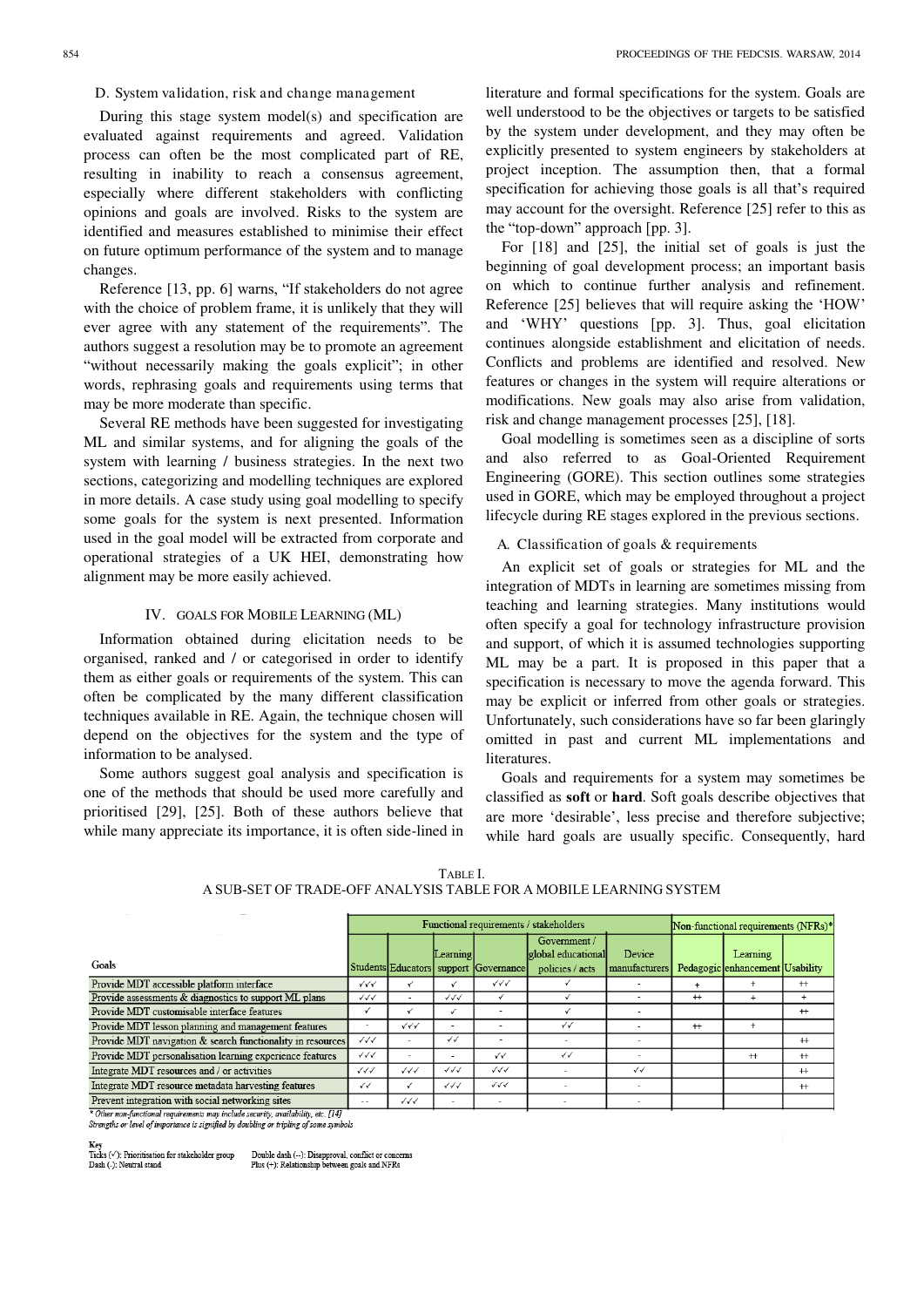### D. System validation, risk and change management

During this stage system model(s) and specification are evaluated against requirements and agreed. Validation process can often be the most complicated part of RE, resulting in inability to reach a consensus agreement, especially where different stakeholders with conflicting opinions and goals are involved. Risks to the system are identified and measures established to minimise their effect on future optimum performance of the system and to manage changes.

Reference [13, pp. 6] warns, "If stakeholders do not agree with the choice of problem frame, it is unlikely that they will ever agree with any statement of the requirements". The authors suggest a resolution may be to promote an agreement "without necessarily making the goals explicit"; in other words, rephrasing goals and requirements using terms that may be more moderate than specific.

Several RE methods have been suggested for investigating ML and similar systems, and for aligning the goals of the system with learning / business strategies. In the next two sections, categorizing and modelling techniques are explored in more details. A case study using goal modelling to specify some goals for the system is next presented. Information used in the goal model will be extracted from corporate and operational strategies of a UK HEI, demonstrating how alignment may be more easily achieved.

## IV. Goals for Mobile Learning (ML)

Information obtained during elicitation needs to be organised, ranked and / or categorised in order to identify them as either goals or requirements of the system. This can often be complicated by the many different classification techniques available in RE. Again, the technique chosen will depend on the objectives for the system and the type of information to be analysed.

Some authors suggest goal analysis and specification is one of the methods that should be used more carefully and prioritised [29], [25]. Both of these authors believe that while many appreciate its importance, it is often side-lined in literature and formal specifications for the system. Goals are well understood to be the objectives or targets to be satisfied by the system under development, and they may often be explicitly presented to system engineers by stakeholders at project inception. The assumption then, that a formal specification for achieving those goals is all that's required may account for the oversight. Reference [25] refer to this as the "top-down" approach [pp. 3].

For [18] and [25], the initial set of goals is just the beginning of goal development process; an important basis on which to continue further analysis and refinement. Reference [25] believes that will require asking the 'HOW' and 'WHY' questions [pp. 3]. Thus, goal elicitation continues alongside establishment and elicitation of needs. Conflicts and problems are identified and resolved. New features or changes in the system will require alterations or modifications. New goals may also arise from validation, risk and change management processes [25], [18].

Goal modelling is sometimes seen as a discipline of sorts and also referred to as Goal-Oriented Requirement Engineering (GORE). This section outlines some strategies used in GORE, which may be employed throughout a project lifecycle during RE stages explored in the previous sections.

### A. Classification of goals & requirements

An explicit set of goals or strategies for ML and the integration of MDTs in learning are sometimes missing from teaching and learning strategies. Many institutions would often specify a goal for technology infrastructure provision and support, of which it is assumed technologies supporting ML may be a part. It is proposed in this paper that a specification is necessary to move the agenda forward. This may be explicit or inferred from other goals or strategies. Unfortunately, such considerations have so far been glaringly omitted in past and current ML implementations and literatures.

Goals and requirements for a system may sometimes be classified as **soft** or **hard**. Soft goals describe objectives that are more 'desirable', less precise and therefore subjective; while hard goals are usually specific. Consequently, hard

TABLE I.
A SUB-SET OF TRADE-OFF ANALYSIS TABLE FOR A MOBILE LEARNING SYSTEM

| | Functional requirements / stakeholders | | | | | | Non-functional requirements (NFRs)* | | |
|---|---|---|---|---|---|---|---|---|---|
| Goals | Students | Educators | Learning support | Governance | Government / global educational policies / acts | Device manufacturers | Pedagogic | Learning enhancement | Usability |
| Provide MDT accessible platform interface | ✓✓✓ | ✓ | ✓ | ✓✓✓ | ✓ | - | + | + | ++ |
| Provide assessments & diagnostics to support ML plans | ✓✓✓ | - | ✓✓✓ | ✓ | ✓ | - | ++ | + | + |
| Provide MDT customisable interface features | ✓ | ✓ | ✓ | - | ✓ | - | | | ++ |
| Provide MDT lesson planning and management features | - | ✓✓✓ | - | - | ✓✓ | - | ++ | + | |
| Provide MDT navigation & search functionality in resources | ✓✓✓ | - | ✓✓ | - | - | - | | | ++ |
| Provide MDT personalisation learning experience features | ✓✓✓ | - | - | ✓✓ | ✓✓ | - | | ++ | ++ |
| Integrate MDT resources and / or activities | ✓✓✓ | ✓✓✓ | ✓✓✓ | ✓✓✓ | - | ✓✓ | | | ++ |
| Integrate MDT resource metadata harvesting features | ✓✓ | ✓ | ✓✓✓ | ✓✓✓ | - | - | | | ++ |
| Prevent integration with social networking sites | -- | ✓✓✓ | - | - | - | - | | | |

\* *Other non-functional requirements may include security, availability, etc. [14]*
*Strengths or level of importance is signified by doubling or tripling of some symbols*

**Key**
Ticks (✓): Prioritisation for stakeholder group
Dash (-): Neutral stand
Double dash (--): Disapproval, conflict or concerns
Plus (+): Relationship between goals and NFRs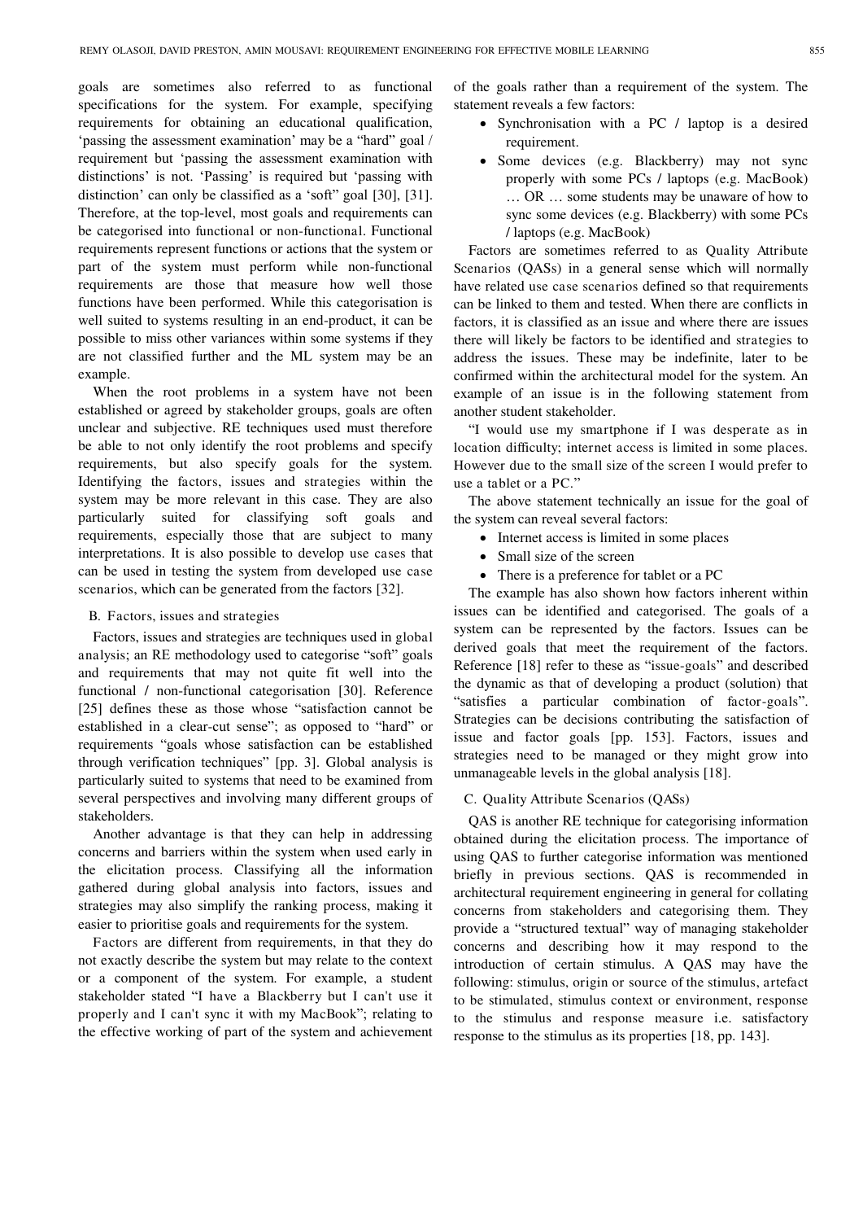goals are sometimes also referred to as functional specifications for the system. For example, specifying requirements for obtaining an educational qualification, 'passing the assessment examination' may be a "hard" goal / requirement but 'passing the assessment examination with distinctions' is not. 'Passing' is required but 'passing with distinction' can only be classified as a 'soft" goal [30], [31]. Therefore, at the top-level, most goals and requirements can be categorised into functional or non-functional. Functional requirements represent functions or actions that the system or part of the system must perform while non-functional requirements are those that measure how well those functions have been performed. While this categorisation is well suited to systems resulting in an end-product, it can be possible to miss other variances within some systems if they are not classified further and the ML system may be an example.

When the root problems in a system have not been established or agreed by stakeholder groups, goals are often unclear and subjective. RE techniques used must therefore be able to not only identify the root problems and specify requirements, but also specify goals for the system. Identifying the factors, issues and strategies within the system may be more relevant in this case. They are also particularly suited for classifying soft goals and requirements, especially those that are subject to many interpretations. It is also possible to develop use cases that can be used in testing the system from developed use case scenarios, which can be generated from the factors [32].

### B. Factors, issues and strategies

Factors, issues and strategies are techniques used in global analysis; an RE methodology used to categorise "soft" goals and requirements that may not quite fit well into the functional / non-functional categorisation [30]. Reference [25] defines these as those whose "satisfaction cannot be established in a clear-cut sense"; as opposed to "hard" or requirements "goals whose satisfaction can be established through verification techniques" [pp. 3]. Global analysis is particularly suited to systems that need to be examined from several perspectives and involving many different groups of stakeholders.

Another advantage is that they can help in addressing concerns and barriers within the system when used early in the elicitation process. Classifying all the information gathered during global analysis into factors, issues and strategies may also simplify the ranking process, making it easier to prioritise goals and requirements for the system.

Factors are different from requirements, in that they do not exactly describe the system but may relate to the context or a component of the system. For example, a student stakeholder stated "I have a Blackberry but I can't use it properly and I can't sync it with my MacBook"; relating to the effective working of part of the system and achievement of the goals rather than a requirement of the system. The statement reveals a few factors:

- Synchronisation with a PC / laptop is a desired requirement.
- Some devices (e.g. Blackberry) may not sync properly with some PCs / laptops (e.g. MacBook) … OR … some students may be unaware of how to sync some devices (e.g. Blackberry) with some PCs / laptops (e.g. MacBook)

Factors are sometimes referred to as Quality Attribute Scenarios (QASs) in a general sense which will normally have related use case scenarios defined so that requirements can be linked to them and tested. When there are conflicts in factors, it is classified as an issue and where there are issues there will likely be factors to be identified and strategies to address the issues. These may be indefinite, later to be confirmed within the architectural model for the system. An example of an issue is in the following statement from another student stakeholder.

"I would use my smartphone if I was desperate as in location difficulty; internet access is limited in some places. However due to the small size of the screen I would prefer to use a tablet or a PC."

The above statement technically an issue for the goal of the system can reveal several factors:

- Internet access is limited in some places
- Small size of the screen
- There is a preference for tablet or a PC

The example has also shown how factors inherent within issues can be identified and categorised. The goals of a system can be represented by the factors. Issues can be derived goals that meet the requirement of the factors. Reference [18] refer to these as "issue-goals" and described the dynamic as that of developing a product (solution) that "satisfies a particular combination of factor-goals". Strategies can be decisions contributing the satisfaction of issue and factor goals [pp. 153]. Factors, issues and strategies need to be managed or they might grow into unmanageable levels in the global analysis [18].

### C. Quality Attribute Scenarios (QASs)

QAS is another RE technique for categorising information obtained during the elicitation process. The importance of using QAS to further categorise information was mentioned briefly in previous sections. QAS is recommended in architectural requirement engineering in general for collating concerns from stakeholders and categorising them. They provide a "structured textual" way of managing stakeholder concerns and describing how it may respond to the introduction of certain stimulus. A QAS may have the following: stimulus, origin or source of the stimulus, artefact to be stimulated, stimulus context or environment, response to the stimulus and response measure i.e. satisfactory response to the stimulus as its properties [18, pp. 143].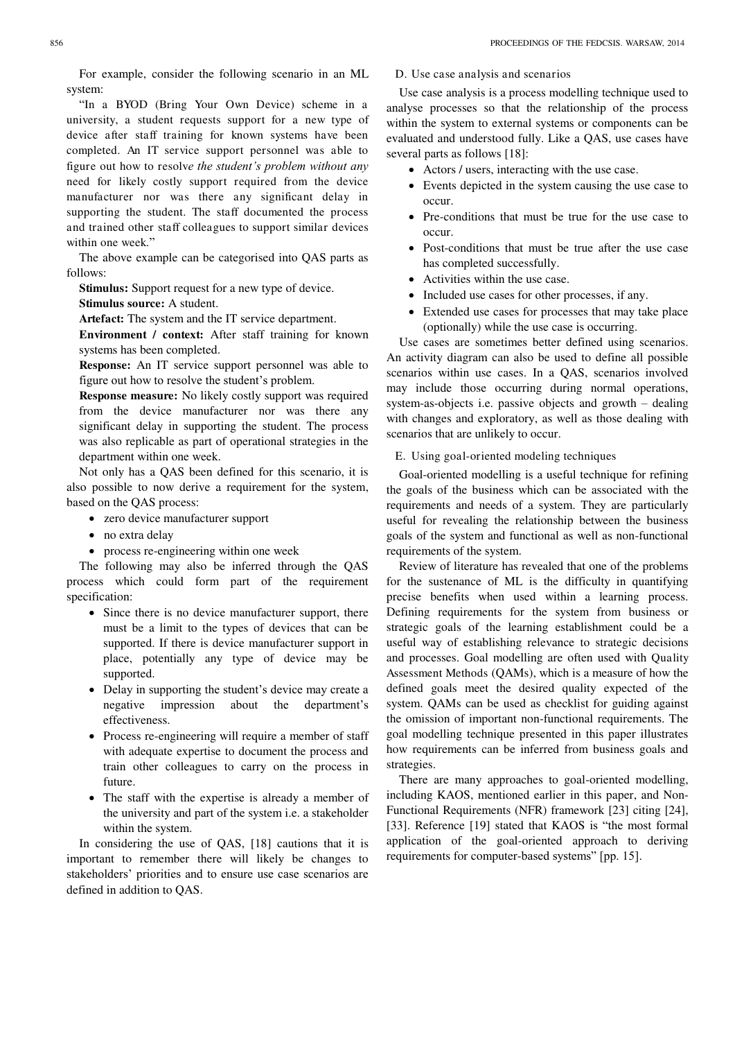For example, consider the following scenario in an ML system:

"In a BYOD (Bring Your Own Device) scheme in a university, a student requests support for a new type of device after staff training for known systems have been completed. An IT service support personnel was able to figure out how to resolve *the student's problem without any* need for likely costly support required from the device manufacturer nor was there any significant delay in supporting the student. The staff documented the process and trained other staff colleagues to support similar devices within one week."

The above example can be categorised into QAS parts as follows:

**Stimulus:** Support request for a new type of device.

**Stimulus source:** A student.

**Artefact:** The system and the IT service department.

**Environment / context:** After staff training for known systems has been completed.

**Response:** An IT service support personnel was able to figure out how to resolve the student's problem.

**Response measure:** No likely costly support was required from the device manufacturer nor was there any significant delay in supporting the student. The process was also replicable as part of operational strategies in the department within one week.

Not only has a QAS been defined for this scenario, it is also possible to now derive a requirement for the system, based on the QAS process:

- zero device manufacturer support
- no extra delay
- process re-engineering within one week

The following may also be inferred through the QAS process which could form part of the requirement specification:

- Since there is no device manufacturer support, there must be a limit to the types of devices that can be supported. If there is device manufacturer support in place, potentially any type of device may be supported.
- Delay in supporting the student's device may create a negative impression about the department's effectiveness.
- Process re-engineering will require a member of staff with adequate expertise to document the process and train other colleagues to carry on the process in future.
- The staff with the expertise is already a member of the university and part of the system i.e. a stakeholder within the system.

In considering the use of QAS, [18] cautions that it is important to remember there will likely be changes to stakeholders' priorities and to ensure use case scenarios are defined in addition to QAS.

### D. Use case analysis and scenarios

Use case analysis is a process modelling technique used to analyse processes so that the relationship of the process within the system to external systems or components can be evaluated and understood fully. Like a QAS, use cases have several parts as follows [18]:

- Actors / users, interacting with the use case.
- Events depicted in the system causing the use case to occur.
- Pre-conditions that must be true for the use case to occur.
- Post-conditions that must be true after the use case has completed successfully.
- Activities within the use case.
- Included use cases for other processes, if any.
- Extended use cases for processes that may take place (optionally) while the use case is occurring.

Use cases are sometimes better defined using scenarios. An activity diagram can also be used to define all possible scenarios within use cases. In a QAS, scenarios involved may include those occurring during normal operations, system-as-objects i.e. passive objects and growth – dealing with changes and exploratory, as well as those dealing with scenarios that are unlikely to occur.

### E. Using goal-oriented modeling techniques

Goal-oriented modelling is a useful technique for refining the goals of the business which can be associated with the requirements and needs of a system. They are particularly useful for revealing the relationship between the business goals of the system and functional as well as non-functional requirements of the system.

Review of literature has revealed that one of the problems for the sustenance of ML is the difficulty in quantifying precise benefits when used within a learning process. Defining requirements for the system from business or strategic goals of the learning establishment could be a useful way of establishing relevance to strategic decisions and processes. Goal modelling are often used with Quality Assessment Methods (QAMs), which is a measure of how the defined goals meet the desired quality expected of the system. QAMs can be used as checklist for guiding against the omission of important non-functional requirements. The goal modelling technique presented in this paper illustrates how requirements can be inferred from business goals and strategies.

There are many approaches to goal-oriented modelling, including KAOS, mentioned earlier in this paper, and Non-Functional Requirements (NFR) framework [23] citing [24], [33]. Reference [19] stated that KAOS is "the most formal application of the goal-oriented approach to deriving requirements for computer-based systems" [pp. 15].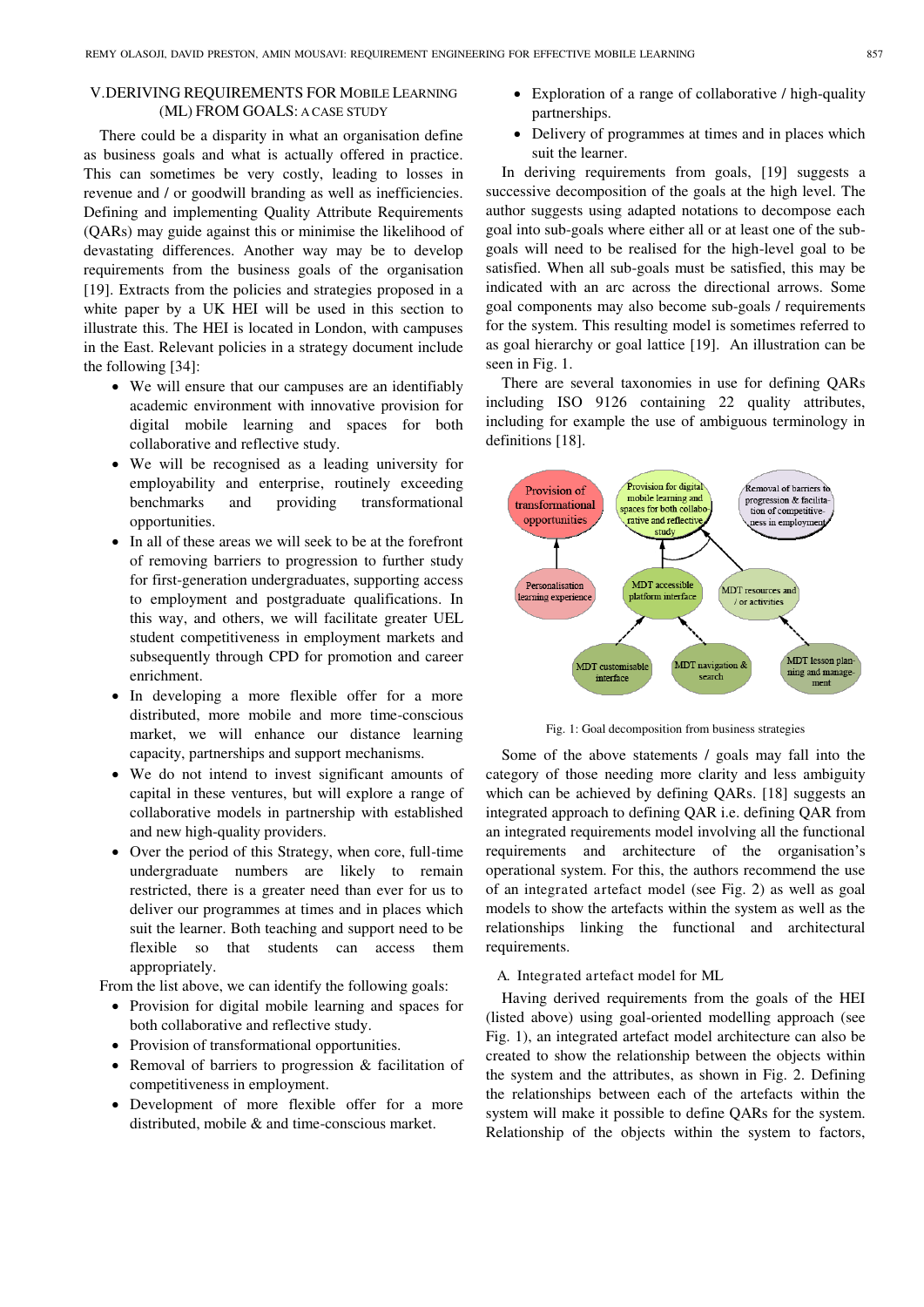## V. DERIVING REQUIREMENTS FOR MOBILE LEARNING (ML) FROM GOALS: A CASE STUDY

There could be a disparity in what an organisation define as business goals and what is actually offered in practice. This can sometimes be very costly, leading to losses in revenue and / or goodwill branding as well as inefficiencies. Defining and implementing Quality Attribute Requirements (QARs) may guide against this or minimise the likelihood of devastating differences. Another way may be to develop requirements from the business goals of the organisation [19]. Extracts from the policies and strategies proposed in a white paper by a UK HEI will be used in this section to illustrate this. The HEI is located in London, with campuses in the East. Relevant policies in a strategy document include the following [34]:

- We will ensure that our campuses are an identifiably academic environment with innovative provision for digital mobile learning and spaces for both collaborative and reflective study.
- We will be recognised as a leading university for employability and enterprise, routinely exceeding benchmarks and providing transformational opportunities.
- In all of these areas we will seek to be at the forefront of removing barriers to progression to further study for first-generation undergraduates, supporting access to employment and postgraduate qualifications. In this way, and others, we will facilitate greater UEL student competitiveness in employment markets and subsequently through CPD for promotion and career enrichment.
- In developing a more flexible offer for a more distributed, more mobile and more time-conscious market, we will enhance our distance learning capacity, partnerships and support mechanisms.
- We do not intend to invest significant amounts of capital in these ventures, but will explore a range of collaborative models in partnership with established and new high-quality providers.
- Over the period of this Strategy, when core, full-time undergraduate numbers are likely to remain restricted, there is a greater need than ever for us to deliver our programmes at times and in places which suit the learner. Both teaching and support need to be flexible so that students can access them appropriately.

From the list above, we can identify the following goals:

- Provision for digital mobile learning and spaces for both collaborative and reflective study.
- Provision of transformational opportunities.
- Removal of barriers to progression & facilitation of competitiveness in employment.
- Development of more flexible offer for a more distributed, mobile & and time-conscious market.
- Exploration of a range of collaborative / high-quality partnerships.
- Delivery of programmes at times and in places which suit the learner.

In deriving requirements from goals, [19] suggests a successive decomposition of the goals at the high level. The author suggests using adapted notations to decompose each goal into sub-goals where either all or at least one of the sub-goals will need to be realised for the high-level goal to be satisfied. When all sub-goals must be satisfied, this may be indicated with an arc across the directional arrows. Some goal components may also become sub-goals / requirements for the system. This resulting model is sometimes referred to as goal hierarchy or goal lattice [19]. An illustration can be seen in Fig. 1.

There are several taxonomies in use for defining QARs including ISO 9126 containing 22 quality attributes, including for example the use of ambiguous terminology in definitions [18].

Provision of transformational opportunities

Provision for digital mobile learning and spaces for both collaborative and reflective study

Removal of barriers to progression & facilitation of competitiveness in employment

Personalisation learning experience

MDT accessible platform interface

MDT resources and / or activities

MDT customisable interface

MDT navigation & search

MDT lesson planning and management

Fig. 1: Goal decomposition from business strategies

Some of the above statements / goals may fall into the category of those needing more clarity and less ambiguity which can be achieved by defining QARs. [18] suggests an integrated approach to defining QAR i.e. defining QAR from an integrated requirements model involving all the functional requirements and architecture of the organisation's operational system. For this, the authors recommend the use of an integrated artefact model (see Fig. 2) as well as goal models to show the artefacts within the system as well as the relationships linking the functional and architectural requirements.

### A. Integrated artefact model for ML

Having derived requirements from the goals of the HEI (listed above) using goal-oriented modelling approach (see Fig. 1), an integrated artefact model architecture can also be created to show the relationship between the objects within the system and the attributes, as shown in Fig. 2. Defining the relationships between each of the artefacts within the system will make it possible to define QARs for the system. Relationship of the objects within the system to factors,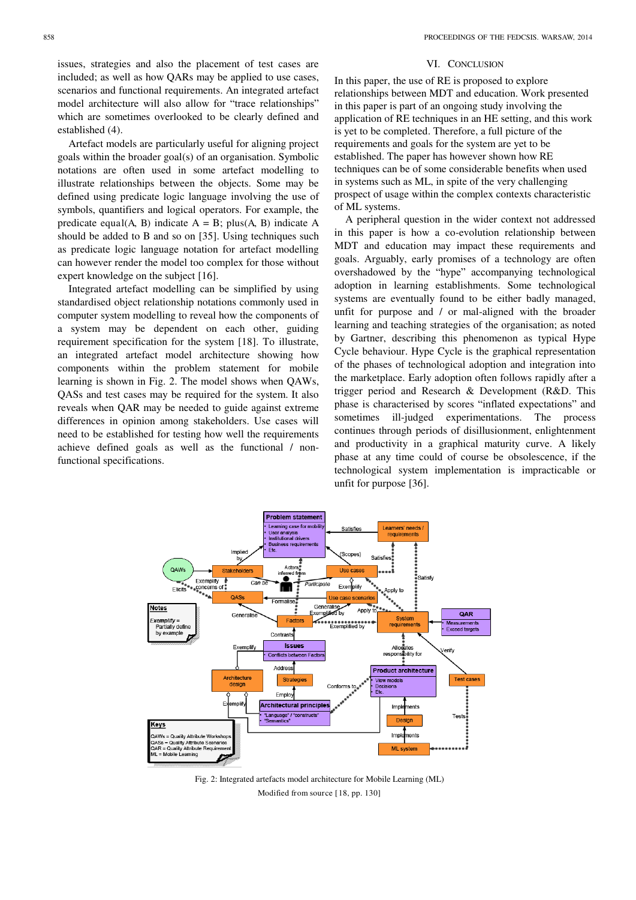issues, strategies and also the placement of test cases are included; as well as how QARs may be applied to use cases, scenarios and functional requirements. An integrated artefact model architecture will also allow for "trace relationships" which are sometimes overlooked to be clearly defined and established (4).

Artefact models are particularly useful for aligning project goals within the broader goal(s) of an organisation. Symbolic notations are often used in some artefact modelling to illustrate relationships between the objects. Some may be defined using predicate logic language involving the use of symbols, quantifiers and logical operators. For example, the predicate equal(A, B) indicate A = B; plus(A, B) indicate A should be added to B and so on [35]. Using techniques such as predicate logic language notation for artefact modelling can however render the model too complex for those without expert knowledge on the subject [16].

Integrated artefact modelling can be simplified by using standardised object relationship notations commonly used in computer system modelling to reveal how the components of a system may be dependent on each other, guiding requirement specification for the system [18]. To illustrate, an integrated artefact model architecture showing how components within the problem statement for mobile learning is shown in Fig. 2. The model shows when QAWs, QASs and test cases may be required for the system. It also reveals when QAR may be needed to guide against extreme differences in opinion among stakeholders. Use cases will need to be established for testing how well the requirements achieve defined goals as well as the functional / non-functional specifications.

## VI. Conclusion

In this paper, the use of RE is proposed to explore relationships between MDT and education. Work presented in this paper is part of an ongoing study involving the application of RE techniques in an HE setting, and this work is yet to be completed. Therefore, a full picture of the requirements and goals for the system are yet to be established. The paper has however shown how RE techniques can be of some considerable benefits when used in systems such as ML, in spite of the very challenging prospect of usage within the complex contexts characteristic of ML systems.

A peripheral question in the wider context not addressed in this paper is how a co-evolution relationship between MDT and education may impact these requirements and goals. Arguably, early promises of a technology are often overshadowed by the "hype" accompanying technological adoption in learning establishments. Some technological systems are eventually found to be either badly managed, unfit for purpose and / or mal-aligned with the broader learning and teaching strategies of the organisation; as noted by Gartner, describing this phenomenon as typical Hype Cycle behaviour. Hype Cycle is the graphical representation of the phases of technological adoption and integration into the marketplace. Early adoption often follows rapidly after a trigger period and Research & Development (R&D. This phase is characterised by scores "inflated expectations" and sometimes ill-judged experimentations. The process continues through periods of disillusionment, enlightenment and productivity in a graphical maturity curve. A likely phase at any time could of course be obsolescence, if the technological system implementation is impracticable or unfit for purpose [36].

Fig. 2: Integrated artefacts model architecture for Mobile Learning (ML)

Modified from source [18, pp. 130]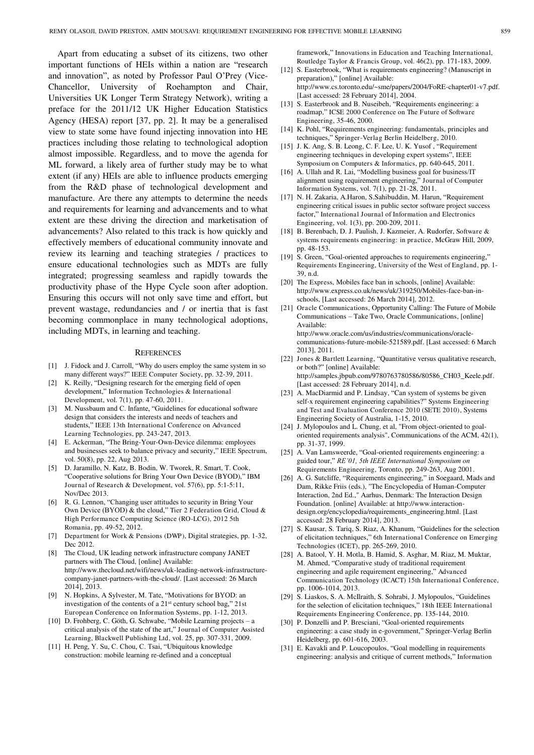Apart from educating a subset of its citizens, two other important functions of HEIs within a nation are "research and innovation", as noted by Professor Paul O'Prey (Vice-Chancellor, University of Roehampton and Chair, Universities UK Longer Term Strategy Network), writing a preface for the 2011/12 UK Higher Education Statistics Agency (HESA) report [37, pp. 2]. It may be a generalised view to state some have found injecting innovation into HE practices including those relating to technological adoption almost impossible. Regardless, and to move the agenda for ML forward, a likely area of further study may be to what extent (if any) HEIs are able to influence products emerging from the R&D phase of technological development and manufacture. Are there any attempts to determine the needs and requirements for learning and advancements and to what extent are these driving the direction and marketisation of advancements? Also related to this track is how quickly and effectively members of educational community innovate and review its learning and teaching strategies / practices to ensure educational technologies such as MDTs are fully integrated; progressing seamless and rapidly towards the productivity phase of the Hype Cycle soon after adoption. Ensuring this occurs will not only save time and effort, but prevent wastage, redundancies and / or inertia that is fast becoming commonplace in many technological adoptions, including MDTs, in learning and teaching.

## References

[1] J. Fidock and J. Carroll, "Why do users employ the same system in so many different ways?" IEEE Computer Society, pp. 32-39, 2011.

[2] K. Reilly, "Designing research for the emerging field of open development," Information Technologies & International Development, vol. 7(1), pp. 47-60, 2011.

[3] M. Nussbaum and C. Infante, "Guidelines for educational software design that considers the interests and needs of teachers and students," IEEE 13th International Conference on Advanced Learning Technologies, pp. 243-247, 2013.

[4] E. Ackerman, "The Bring-Your-Own-Device dilemma: employees and businesses seek to balance privacy and security," IEEE Spectrum, vol. 50(8), pp. 22, Aug 2013.

[5] D. Jaramillo, N. Katz, B. Bodin, W. Tworek, R. Smart, T. Cook, "Cooperative solutions for Bring Your Own Device (BYOD)," IBM Journal of Research & Development, vol. 57(6), pp. 5:1-5:11, Nov/Dec 2013.

[6] R. G. Lennon, "Changing user attitudes to security in Bring Your Own Device (BYOD) & the cloud," Tier 2 Federation Grid, Cloud & High Performance Computing Science (RO-LCG), 2012 5th Romania, pp. 49-52, 2012.

[7] Department for Work & Pensions (DWP), Digital strategies, pp. 1-32, Dec 2012.

[8] The Cloud, UK leading network infrastructure company JANET partners with The Cloud, [online] Available: http://www.thecloud.net/wifi/news/uk-leading-network-infrastructure-company-janet-partners-with-the-cloud/. [Last accessed: 26 March 2014], 2013.

[9] N. Hopkins, A Sylvester, M. Tate, "Motivations for BYOD: an investigation of the contents of a 21st century school bag," 21st European Conference on Information Systems, pp. 1-12, 2013.

[10] D. Frohberg, C. Göth, G. Schwabe, "Mobile Learning projects – a critical analysis of the state of the art," Journal of Computer Assisted Learning, Blackwell Publishing Ltd, vol. 25, pp. 307-331, 2009.

[11] H. Peng, Y. Su, C. Chou, C. Tsai, "Ubiquitous knowledge construction: mobile learning re-defined and a conceptual framework," Innovations in Education and Teaching International, Routledge Taylor & Francis Group, vol. 46(2), pp. 171-183, 2009.

[12] S. Easterbrook, "What is requirements engineering? (Manuscript in preparation)," [online] Available: http://www.cs.toronto.edu/~sme/papers/2004/FoRE-chapter01-v7.pdf. [Last accessed: 28 February 2014], 2004.

[13] S. Easterbrook and B. Nuseibeh, "Requirements engineering: a roadmap," ICSE 2000 Conference on The Future of Software Engineering, 35-46, 2000.

[14] K. Pohl, "Requirements engineering: fundamentals, principles and techniques," Springer-Verlag Berlin Heidelberg, 2010.

[15] J. K. Ang, S. B. Leong, C. F. Lee, U. K. Yusof , "Requirement engineering techniques in developing expert systems", IEEE Symposium on Computers & Informatics, pp. 640-645, 2011.

[16] A. Ullah and R. Lai, "Modelling business goal for business/IT alignment using requirement engineering," Journal of Computer Information Systems, vol. 7(1), pp. 21-28, 2011.

[17] N. H. Zakaria, A.Haron, S.Sahibuddin, M. Harun, "Requirement engineering critical issues in public sector software project success factor," International Journal of Information and Electronics Engineering, vol. 1(3), pp. 200-209, 2011.

[18] B. Berenbach, D. J. Paulish, J. Kazmeier, A. Rudorfer, Software & systems requirements engineering: in practice, McGraw Hill, 2009, pp. 48-153.

[19] S. Green, "Goal-oriented approaches to requirements engineering," Requirements Engineering, University of the West of England, pp. 1-39, n.d.

[20] The Express, Mobiles face ban in schools, [online] Available: http://www.express.co.uk/news/uk/319250/Mobiles-face-ban-in-schools, [Last accessed: 26 March 2014], 2012.

[21] Oracle Communications, Opportunity Calling: The Future of Mobile Communications – Take Two, Oracle Communications, [online] Available: http://www.oracle.com/us/industries/communications/oracle-communications-future-mobile-521589.pdf. [Last accessed: 6 March 2013], 2011.

[22] Jones & Bartlett Learning, "Quantitative versus qualitative research, or both?" [online] Available: http://samples.jbpub.com/9780763780586/80586_CH03_Keele.pdf. [Last accessed: 28 February 2014], n.d.

[23] A. MacDiarmid and P. Lindsay, "Can system of systems be given self-x requirement engineering capabilities?" Systems Engineering and Test and Evaluation Conference 2010 (SETE 2010), Systems Engineering Society of Australia, 1-15, 2010.

[24] J. Mylopoulos and L. Chung, et al, "From object-oriented to goal-oriented requirements analysis", Communications of the ACM, 42(1), pp. 31-37, 1999.

[25] A. Van Lamsweerde, "Goal-oriented requirements engineering: a guided tour," *RE'01, 5th IEEE International Symposium on* Requirements Engineering, Toronto, pp. 249-263, Aug 2001.

[26] A. G. Sutcliffe, "Requirements engineering," in Soegaard, Mads and Dam, Rikke Friis (eds.), "The Encyclopedia of Human-Computer Interaction, 2nd Ed.," Aarhus, Denmark: The Interaction Design Foundation. [online] Available: at http://www.interaction-design.org/encyclopedia/requirements_engineering.html. [Last accessed: 28 February 2014], 2013.

[27] S. Kausar, S. Tariq, S. Riaz, A. Khanum, "Guidelines for the selection of elicitation techniques," 6th International Conference on Emerging Technologies (ICET), pp. 265-269, 2010.

[28] A. Batool, Y. H. Motla, B. Hamid, S. Asghar, M. Riaz, M. Muktar, M. Ahmed, "Comparative study of traditional requirement engineering and agile requirement engineering," Advanced Communication Technology (ICACT) 15th International Conference, pp. 1006-1014, 2013.

[29] S. Liaskos, S. A. McIlraith, S. Sohrabi, J. Mylopoulos, "Guidelines for the selection of elicitation techniques," 18th IEEE International Requirements Engineering Conference, pp. 135-144, 2010.

[30] P. Donzelli and P. Bresciani, "Goal-oriented requirements engineering: a case study in e-government," Springer-Verlag Berlin Heidelberg, pp. 601-616, 2003.

[31] E. Kavakli and P. Loucopoulos, "Goal modelling in requirements engineering: analysis and critique of current methods," Information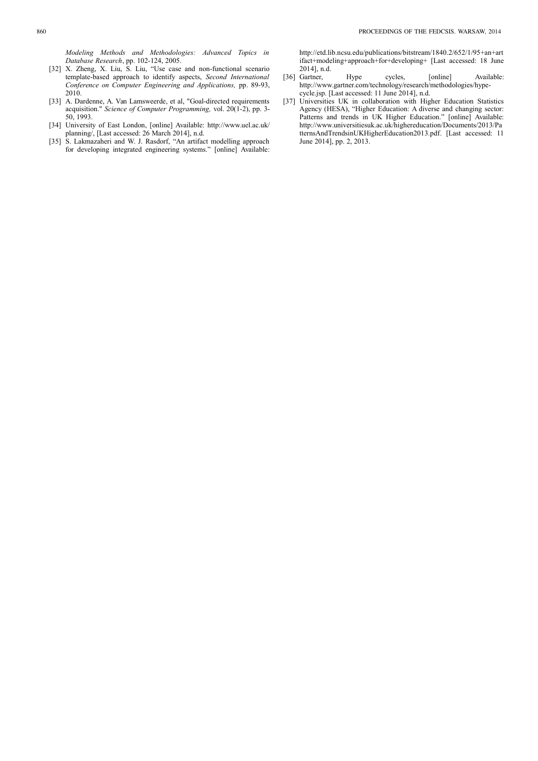*Modeling Methods and Methodologies: Advanced Topics in Database Research*, pp. 102-124, 2005.

[32] X. Zheng, X. Liu, S. Liu, "Use case and non-functional scenario template-based approach to identify aspects, *Second International Conference on Computer Engineering and Applications,* pp. 89-93, 2010.

[33] A. Dardenne, A. Van Lamsweerde, et al, "Goal-directed requirements acquisition." *Science of Computer Programming,* vol. 20(1-2), pp. 3-50, 1993.

[34] University of East London, [online] Available: http://www.uel.ac.uk/planning/, [Last accessed: 26 March 2014], n.d.

[35] S. Lakmazaheri and W. J. Rasdorf, "An artifact modelling approach for developing integrated engineering systems." [online] Available: http://etd.lib.ncsu.edu/publications/bitstream/1840.2/652/1/95+an+artifact+modeling+approach+for+developing+ [Last accessed: 18 June 2014], n.d.

[36] Gartner, Hype cycles, [online] Available: http://www.gartner.com/technology/research/methodologies/hype-cycle.jsp. [Last accessed: 11 June 2014], n.d.

[37] Universities UK in collaboration with Higher Education Statistics Agency (HESA), "Higher Education: A diverse and changing sector: Patterns and trends in UK Higher Education." [online] Available: http://www.universitiesuk.ac.uk/highereducation/Documents/2013/PatternsAndTrendsinUKHigherEducation2013.pdf. [Last accessed: 11 June 2014], pp. 2, 2013.